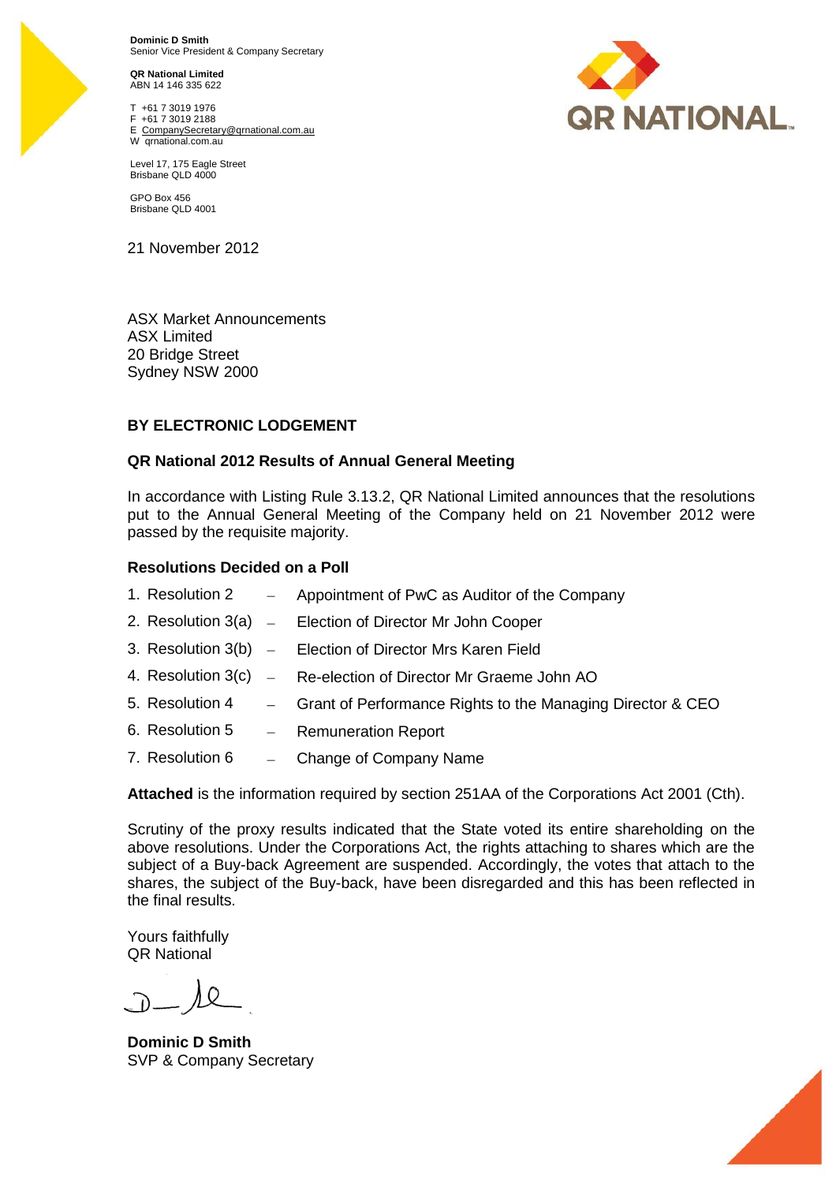**Dominic D Smith**
Senior Vice President & Company Secretary

**QR National Limited**
ABN 14 146 335 622

T +61 7 3019 1976
F +61 7 3019 2188
E CompanySecretary@qrnational.com.au
W qrnational.com.au

Level 17, 175 Eagle Street
Brisbane QLD 4000

GPO Box 456
Brisbane QLD 4001

21 November 2012

ASX Market Announcements
ASX Limited
20 Bridge Street
Sydney NSW 2000

**BY ELECTRONIC LODGEMENT**

**QR National 2012 Results of Annual General Meeting**

In accordance with Listing Rule 3.13.2, QR National Limited announces that the resolutions put to the Annual General Meeting of the Company held on 21 November 2012 were passed by the requisite majority.

**Resolutions Decided on a Poll**

1. Resolution 2 – Appointment of PwC as Auditor of the Company
2. Resolution 3(a) – Election of Director Mr John Cooper
3. Resolution 3(b) – Election of Director Mrs Karen Field
4. Resolution 3(c) – Re-election of Director Mr Graeme John AO
5. Resolution 4 – Grant of Performance Rights to the Managing Director & CEO
6. Resolution 5 – Remuneration Report
7. Resolution 6 – Change of Company Name

**Attached** is the information required by section 251AA of the Corporations Act 2001 (Cth).

Scrutiny of the proxy results indicated that the State voted its entire shareholding on the above resolutions. Under the Corporations Act, the rights attaching to shares which are the subject of a Buy-back Agreement are suspended. Accordingly, the votes that attach to the shares, the subject of the Buy-back, have been disregarded and this has been reflected in the final results.

Yours faithfully
QR National

**Dominic D Smith**
SVP & Company Secretary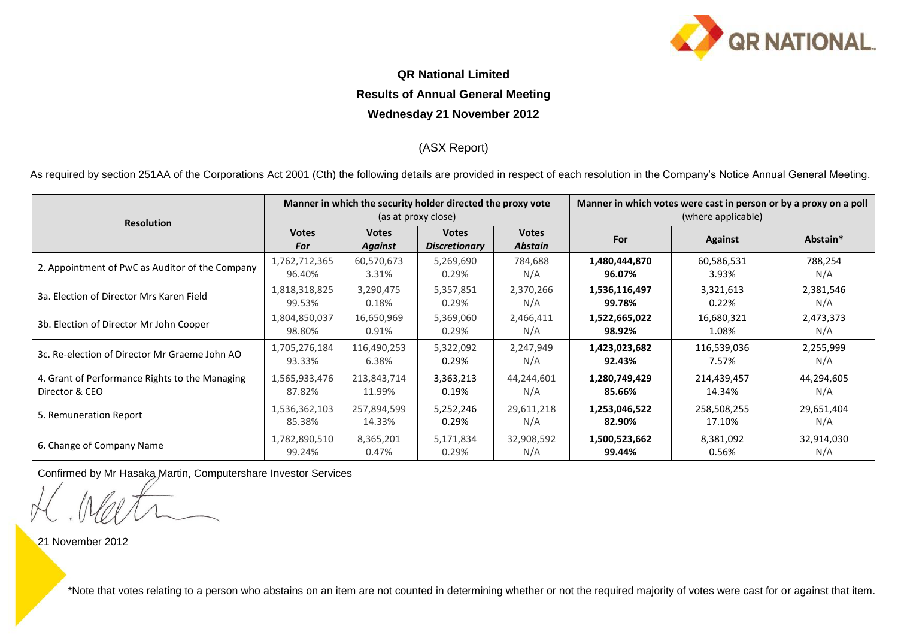# QR National Limited

## Results of Annual General Meeting

## Wednesday 21 November 2012

(ASX Report)

As required by section 251AA of the Corporations Act 2001 (Cth) the following details are provided in respect of each resolution in the Company's Notice Annual General Meeting.

| Resolution | Manner in which the security holder directed the proxy vote (as at proxy close) | | | | Manner in which votes were cast in person or by a proxy on a poll (where applicable) | | |
|---|---|---|---|---|---|---|---|
| | Votes *For* | Votes *Against* | Votes *Discretionary* | Votes *Abstain* | For | Against | Abstain* |
| 2. Appointment of PwC as Auditor of the Company | 1,762,712,365<br>96.40% | 60,570,673<br>3.31% | 5,269,690<br>0.29% | 784,688<br>N/A | **1,480,444,870**<br>**96.07%** | 60,586,531<br>3.93% | 788,254<br>N/A |
| 3a. Election of Director Mrs Karen Field | 1,818,318,825<br>99.53% | 3,290,475<br>0.18% | 5,357,851<br>0.29% | 2,370,266<br>N/A | **1,536,116,497**<br>**99.78%** | 3,321,613<br>0.22% | 2,381,546<br>N/A |
| 3b. Election of Director Mr John Cooper | 1,804,850,037<br>98.80% | 16,650,969<br>0.91% | 5,369,060<br>0.29% | 2,466,411<br>N/A | **1,522,665,022**<br>**98.92%** | 16,680,321<br>1.08% | 2,473,373<br>N/A |
| 3c. Re-election of Director Mr Graeme John AO | 1,705,276,184<br>93.33% | 116,490,253<br>6.38% | 5,322,092<br>0.29% | 2,247,949<br>N/A | **1,423,023,682**<br>**92.43%** | 116,539,036<br>7.57% | 2,255,999<br>N/A |
| 4. Grant of Performance Rights to the Managing Director & CEO | 1,565,933,476<br>87.82% | 213,843,714<br>11.99% | 3,363,213<br>0.19% | 44,244,601<br>N/A | **1,280,749,429**<br>**85.66%** | 214,439,457<br>14.34% | 44,294,605<br>N/A |
| 5. Remuneration Report | 1,536,362,103<br>85.38% | 257,894,599<br>14.33% | 5,252,246<br>0.29% | 29,611,218<br>N/A | **1,253,046,522**<br>**82.90%** | 258,508,255<br>17.10% | 29,651,404<br>N/A |
| 6. Change of Company Name | 1,782,890,510<br>99.24% | 8,365,201<br>0.47% | 5,171,834<br>0.29% | 32,908,592<br>N/A | **1,500,523,662**<br>**99.44%** | 8,381,092<br>0.56% | 32,914,030<br>N/A |

Confirmed by Mr Hasaka Martin, Computershare Investor Services

H. Martin

21 November 2012

*Note that votes relating to a person who abstains on an item are not counted in determining whether or not the required majority of votes were cast for or against that item.